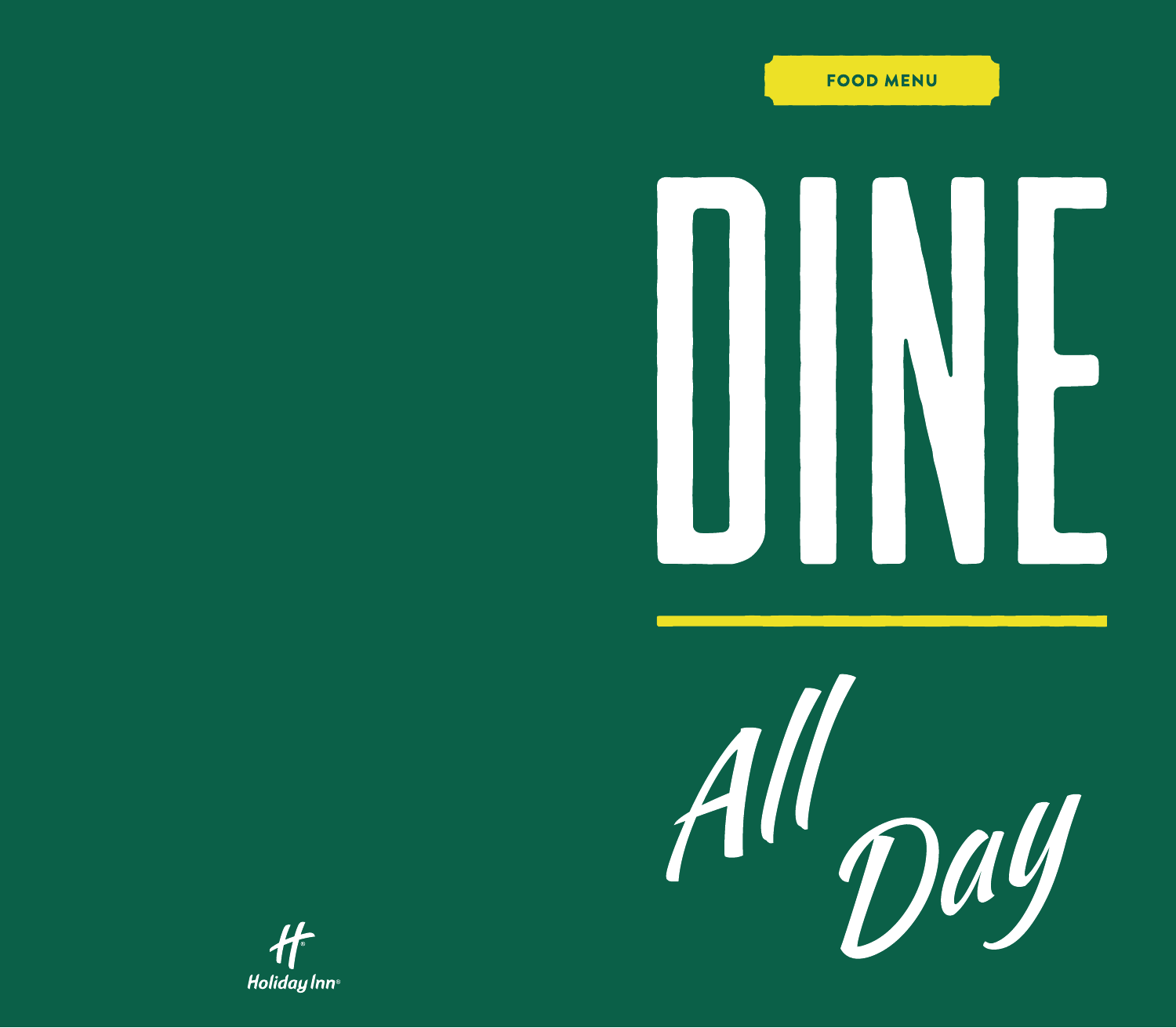FOOD MENU

# DINE

*All Day*

Holiday Inn®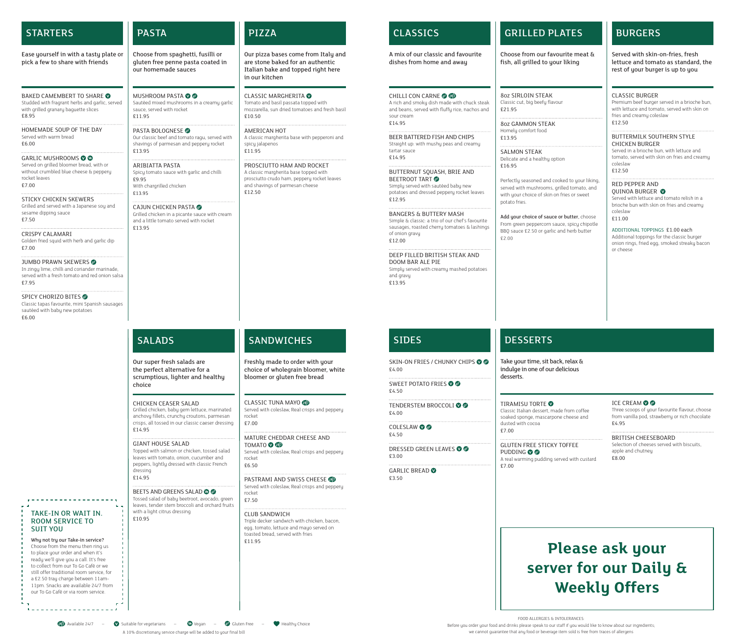## STARTERS

Ease yourself in with a tasty plate or pick a few to share with friends

**BAKED CAMEMBERT TO SHARE** (V)
Studded with fragrant herbs and garlic, served with grilled granary baguette slices
£8.95

**HOMEMADE SOUP OF THE DAY**
Served with warm bread
£6.00

**GARLIC MUSHROOMS** (V) (Ve)
Served on grilled bloomer bread, with or without crumbled blue cheese & peppery rocket leaves
£7.00

**STICKY CHICKEN SKEWERS**
Grilled and served with a Japanese soy and sesame dipping sauce
£7.50

**CRISPY CALAMARI**
Golden fried squid with herb and garlic dip
£7.00

**JUMBO PRAWN SKEWERS** (GF)
In zingy lime, chilli and coriander marinade, served with a fresh tomato and red onion salsa
£7.95

**SPICY CHORIZO BITES** (GF)
Classic tapas favourite, mini Spanish sausages sautéed with baby new potatoes
£6.00

## PASTA

Choose from spaghetti, fusilli or gluten free penne pasta coated in our homemade sauces

**MUSHROOM PASTA** (V) (GF)
Sautéed mixed mushrooms in a creamy garlic sauce, served with rocket
£11.95

**PASTA BOLOGNESE** (GF)
Our classic beef and tomato ragu, served with shavings of parmesan and peppery rocket
£13.95

**ARIBIATTA PASTA**
Spicy tomato sauce with garlic and chilli
£9.95
With chargrilled chicken
£13.95

**CAJUN CHICKEN PASTA** (GF)
Grilled chicken in a picante sauce with cream and a little tomato served with rocket
£13.95

## PIZZA

Our pizza bases come from Italy and are stone baked for an authentic Italian bake and topped right here in our kitchen

**CLASSIC MARGHERITA** (V)
Tomato and basil passata topped with mozzarella, sun dried tomatoes and fresh basil
£10.50

**AMERICAN HOT**
A classic margherita base with pepperoni and spicy jalapenos
£11.95

**PROSCIUTTO HAM AND ROCKET**
A classic margherita base topped with prosciutto crudo ham, peppery rocket leaves and shavings of parmesan cheese
£12.50

## CLASSICS

A mix of our classic and favourite dishes from home and away

**CHILLI CON CARNE** (GF) (24/7)
A rich and smoky dish made with chuck steak and beans, served with fluffy rice, nachos and sour cream
£14.95

**BEER BATTERED FISH AND CHIPS**
Straight up: with mushy peas and creamy tartar sauce
£14.95

**BUTTERNUT SQUASH, BRIE AND BEETROOT TART** (GF)
Simply served with sautéed baby new potatoes and dressed peppery rocket leaves
£12.95

**BANGERS & BUTTERY MASH**
Simple & classic: a trio of our chef's favourite sausages, roasted cherry tomatoes & lashings of onion gravy
£12.00

**DEEP FILLED BRITISH STEAK AND DOOM BAR ALE PIE**
Simply served with creamy mashed potatoes and gravy
£13.95

## GRILLED PLATES

Choose from our favourite meat & fish, all grilled to your liking

**8oz SIRLOIN STEAK**
Classic cut, big beefy flavour
£21.95

**8oz GAMMON STEAK**
Homely comfort food
£13.95

**SALMON STEAK**
Delicate and a healthy option
£16.95

Perfectly seasoned and cooked to your liking, served with mushrooms, grilled tomato, and with your choice of skin on fries or sweet potato fries.

**Add your choice of sauce or butter**, choose From green peppercorn sauce, spicy chipotle BBQ sauce £2.50 or garlic and herb butter £2.00

## BURGERS

Served with skin-on-fries, fresh lettuce and tomato as standard, the rest of your burger is up to you

**CLASSIC BURGER**
Premium beef burger served in a brioche bun, with lettuce and tomato, served with skin on fries and creamy coleslaw
£12.50

**BUTTERMILK SOUTHERN STYLE CHICKEN BURGER**
Served in a brioche bun, with lettuce and tomato, served with skin on fries and creamy coleslaw
£12.50

**RED PEPPER AND QUINOA BURGER** (V)
Served with lettuce and tomato relish in a brioche bun with skin on fries and creamy coleslaw
£11.00

ADDITIONAL TOPPINGS £1.00 each
Additional toppings for the classic burger onion rings, fried egg, smoked streaky bacon or cheese

## SALADS

Our super fresh salads are the perfect alternative for a scrumptious, lighter and healthy choice

**CHICKEN CEASER SALAD**
Grilled chicken, baby gem lettuce, marinated anchovy fillets, crunchy croutons, parmesan crisps, all tossed in our classic caeser dressing
£14.95

**GIANT HOUSE SALAD**
Topped with salmon or chicken, tossed salad leaves with tomato, onion, cucumber and peppers, lightly dressed with classic French dressing
£14.95

**BEETS AND GREENS SALAD** (Ve) (GF)
Tossed salad of baby beetroot, avocado, green leaves, tender stem broccoli and orchard fruits with a light citrus dressing
£10.95

## SANDWICHES

Freshly made to order with your choice of wholegrain bloomer, white bloomer or gluten free bread

**CLASSIC TUNA MAYO** (24/7)
Served with coleslaw, Real crisps and peppery rocket
£7.00

**MATURE CHEDDAR CHEESE AND TOMATO** (V) (24/7)
Served with coleslaw, Real crisps and peppery rocket
£6.50

**PASTRAMI AND SWISS CHEESE** (24/7)
Served with coleslaw, Real crisps and peppery rocket
£7.50

**CLUB SANDWICH**
Triple decker sandwich with chicken, bacon, egg, tomato, lettuce and mayo served on toasted bread, served with fries
£11.95

## SIDES

**SKIN-ON FRIES / CHUNKY CHIPS** (V) (GF)
£4.00

**SWEET POTATO FRIES** (V) (GF)
£4.50

**TENDERSTEM BROCCOLI** (V) (GF)
£4.00

**COLESLAW** (V) (GF)
£4.50

**DRESSED GREEN LEAVES** (V) (GF)
£3.00

**GARLIC BREAD** (V)
£3.50

## DESSERTS

Take your time, sit back, relax & indulge in one of our delicious desserts.

**TIRAMISU TORTE** (V)
Classic Italian dessert, made from coffee soaked sponge, mascarpone cheese and dusted with cocoa
£7.00

**GLUTEN FREE STICKY TOFFEE PUDDING** (V) (GF)
A real warming pudding served with custard
£7.00

**ICE CREAM** (V) (GF)
Three scoops of your favourite flavour, choose from vanilla pod, strawberry or rich chocolate
£4.95

**BRITISH CHEESEBOARD**
Selection of cheeses served with biscuits, apple and chutney
£8.00

# Please ask your server for our Daily & Weekly Offers

### TAKE-IN OR WAIT IN. ROOM SERVICE TO SUIT YOU

**Why not try our Take-in service?**
Choose from the menu then ring us to place your order and when it's ready we'll give you a call. It's free to collect from our To Go Café or we still offer traditional room service, for a £2.50 tray charge between 11am-11pm. Snacks are available 24/7 from our To Go Café or via room service.

(24/7) Available 24/7 — (V) Suitable for vegetarians — (Ve) Vegan — (GF) Gluten Free — Healthy Choice

A 10% discretionary service charge will be added to your final bill

FOOD ALLERGIES & INTOLERANCES:
Before you order your food and drinks please speak to our staff if you would like to know about our ingredients, we cannot guarantee that any food or beverage item sold is free from traces of allergens